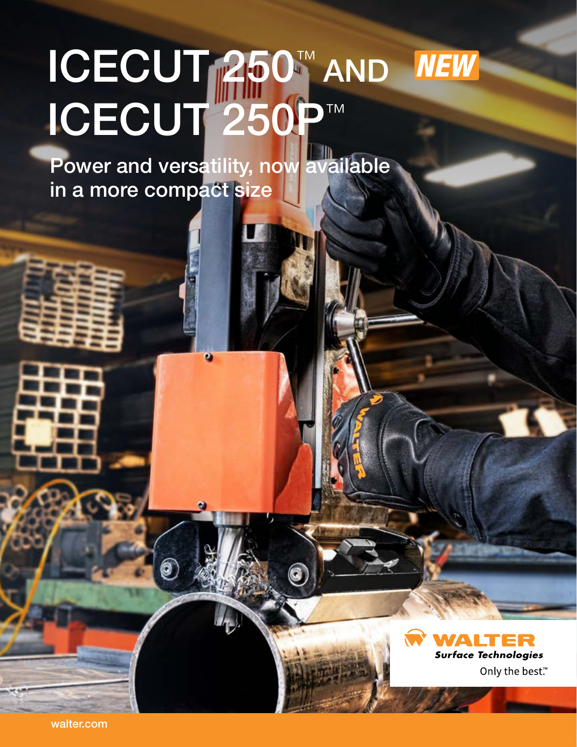# ICECUT 250™ AND ICECUT 250P™

NEW

## Power and versatility, now available in a more compact size

WALTER
*Surface Technologies*
Only the best.™

walter.com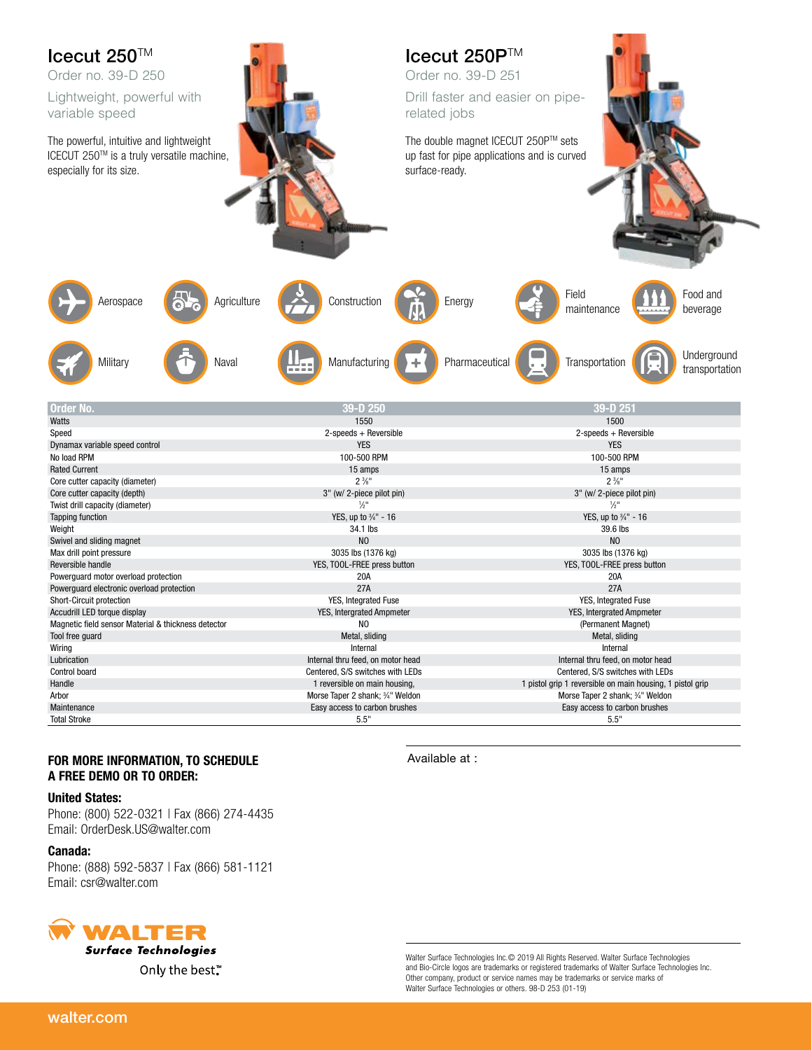## Icecut 250™

Order no. 39-D 250

Lightweight, powerful with variable speed

The powerful, intuitive and lightweight ICECUT 250™ is a truly versatile machine, especially for its size.

## Icecut 250P™

Order no. 39-D 251

Drill faster and easier on pipe-related jobs

The double magnet ICECUT 250P™ sets up fast for pipe applications and is curved surface-ready.

Aerospace | Agriculture | Construction | Energy | Field maintenance | Food and beverage

Military | Naval | Manufacturing | Pharmaceutical | Transportation | Underground transportation

| Order No. | 39-D 250 | 39-D 251 |
|---|---|---|
| Watts | 1550 | 1500 |
| Speed | 2-speeds + Reversible | 2-speeds + Reversible |
| Dynamax variable speed control | YES | YES |
| No load RPM | 100-500 RPM | 100-500 RPM |
| Rated Current | 15 amps | 15 amps |
| Core cutter capacity (diameter) | 2 ⅜" | 2 ⅜" |
| Core cutter capacity (depth) | 3" (w/ 2-piece pilot pin) | 3" (w/ 2-piece pilot pin) |
| Twist drill capacity (diameter) | ½" | ½" |
| Tapping function | YES, up to ¾" - 16 | YES, up to ¾" - 16 |
| Weight | 34.1 lbs | 39.6 lbs |
| Swivel and sliding magnet | NO | NO |
| Max drill point pressure | 3035 lbs (1376 kg) | 3035 lbs (1376 kg) |
| Reversible handle | YES, TOOL-FREE press button | YES, TOOL-FREE press button |
| Powerguard motor overload protection | 20A | 20A |
| Powerguard electronic overload protection | 27A | 27A |
| Short-Circuit protection | YES, Integrated Fuse | YES, Integrated Fuse |
| Accudrill LED torque display | YES, Intergrated Ampmeter | YES, Intergrated Ampmeter |
| Magnetic field sensor Material & thickness detector | NO | (Permanent Magnet) |
| Tool free guard | Metal, sliding | Metal, sliding |
| Wiring | Internal | Internal |
| Lubrication | Internal thru feed, on motor head | Internal thru feed, on motor head |
| Control board | Centered, S/S switches with LEDs | Centered, S/S switches with LEDs |
| Handle | 1 reversible on main housing, | 1 pistol grip 1 reversible on main housing, 1 pistol grip |
| Arbor | Morse Taper 2 shank; ¾" Weldon | Morse Taper 2 shank; ¾" Weldon |
| Maintenance | Easy access to carbon brushes | Easy access to carbon brushes |
| Total Stroke | 5.5" | 5.5" |

**FOR MORE INFORMATION, TO SCHEDULE A FREE DEMO OR TO ORDER:**

**United States:**
Phone: (800) 522-0321 | Fax (866) 274-4435
Email: OrderDesk.US@walter.com

**Canada:**
Phone: (888) 592-5837 | Fax (866) 581-1121
Email: csr@walter.com

Available at :

WALTER Surface Technologies
Only the best.™

Walter Surface Technologies Inc.© 2019 All Rights Reserved. Walter Surface Technologies and Bio-Circle logos are trademarks or registered trademarks of Walter Surface Technologies Inc. Other company, product or service names may be trademarks or service marks of Walter Surface Technologies or others. 98-D 253 (01-19)

walter.com